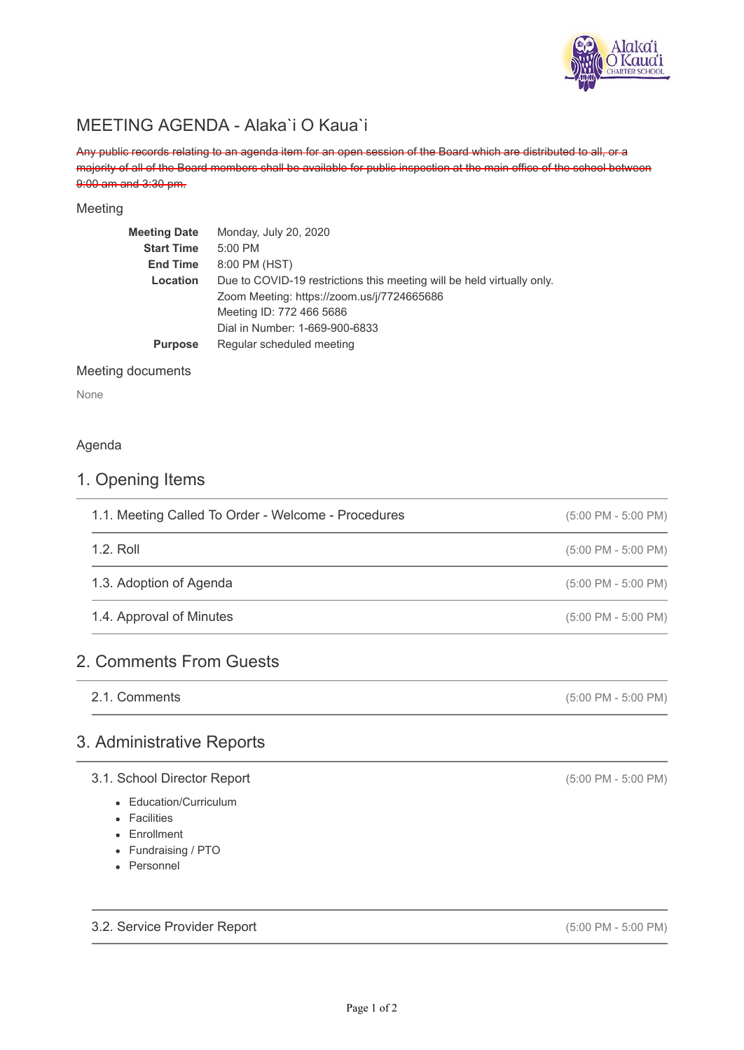# MEETING AGENDA - Alaka`i O Kaua`i

~~Any public records relating to an agenda item for an open session of the Board which are distributed to all, or a majority of all of the Board members shall be available for public inspection at the main office of the school between 9:00 am and 3:30 pm.~~

## Meeting

| | |
|---|---|
| **Meeting Date** | Monday, July 20, 2020 |
| **Start Time** | 5:00 PM |
| **End Time** | 8:00 PM (HST) |
| **Location** | Due to COVID-19 restrictions this meeting will be held virtually only.<br>Zoom Meeting: https://zoom.us/j/7724665686<br>Meeting ID: 772 466 5686<br>Dial in Number: 1-669-900-6833 |
| **Purpose** | Regular scheduled meeting |

## Meeting documents

None

## Agenda

## 1. Opening Items

1.1. Meeting Called To Order - Welcome - Procedures (5:00 PM - 5:00 PM)

1.2. Roll (5:00 PM - 5:00 PM)

1.3. Adoption of Agenda (5:00 PM - 5:00 PM)

1.4. Approval of Minutes (5:00 PM - 5:00 PM)

## 2. Comments From Guests

2.1. Comments (5:00 PM - 5:00 PM)

## 3. Administrative Reports

3.1. School Director Report (5:00 PM - 5:00 PM)

- Education/Curriculum
- Facilities
- Enrollment
- Fundraising / PTO
- Personnel

3.2. Service Provider Report (5:00 PM - 5:00 PM)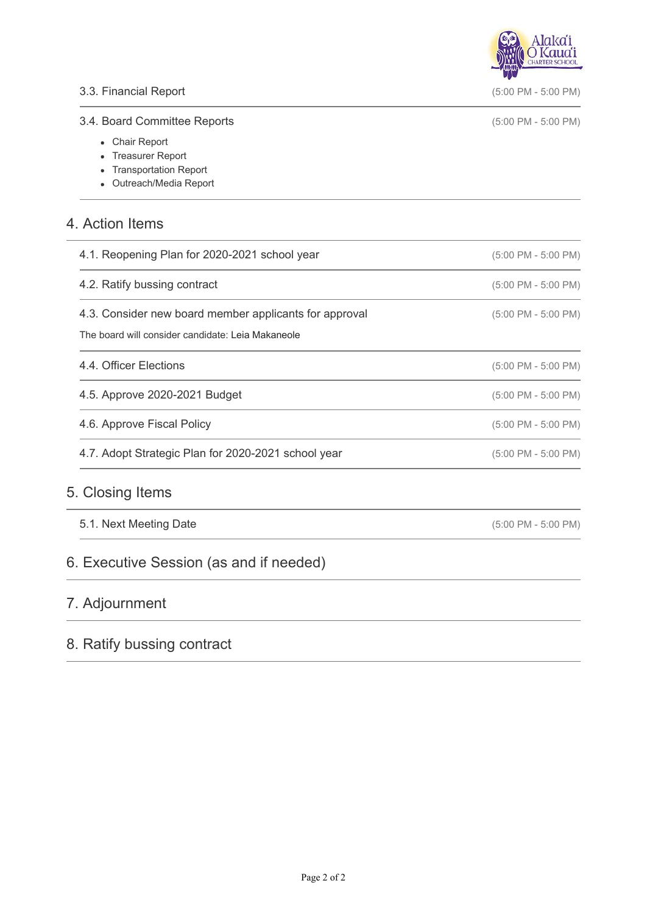3.3. Financial Report (5:00 PM - 5:00 PM)

3.4. Board Committee Reports (5:00 PM - 5:00 PM)

- Chair Report
- Treasurer Report
- Transportation Report
- Outreach/Media Report

## 4. Action Items

4.1. Reopening Plan for 2020-2021 school year (5:00 PM - 5:00 PM)

4.2. Ratify bussing contract (5:00 PM - 5:00 PM)

4.3. Consider new board member applicants for approval (5:00 PM - 5:00 PM)

The board will consider candidate: Leia Makaneole

4.4. Officer Elections (5:00 PM - 5:00 PM)

4.5. Approve 2020-2021 Budget (5:00 PM - 5:00 PM)

4.6. Approve Fiscal Policy (5:00 PM - 5:00 PM)

4.7. Adopt Strategic Plan for 2020-2021 school year (5:00 PM - 5:00 PM)

## 5. Closing Items

5.1. Next Meeting Date (5:00 PM - 5:00 PM)

## 6. Executive Session (as and if needed)

## 7. Adjournment

## 8. Ratify bussing contract